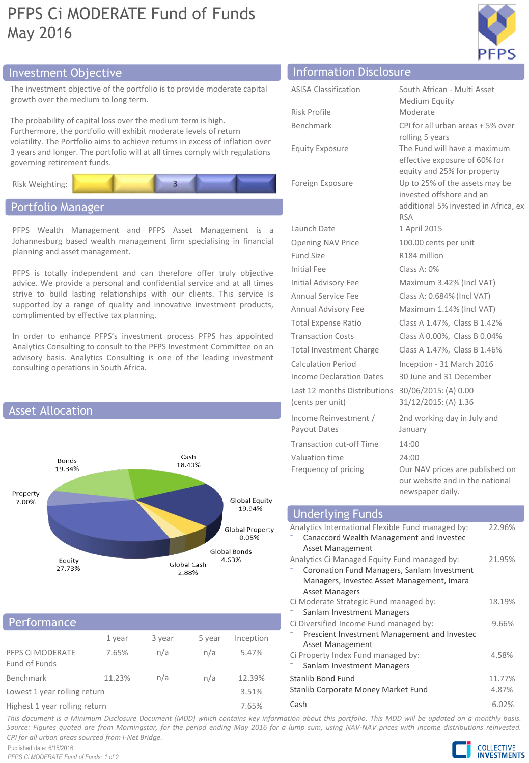# PFPS Ci MODERATE Fund of Funds

May 2016

## Investment Objective

The investment objective of the portfolio is to provide moderate capital growth over the medium to long term.

The probability of capital loss over the medium term is high. Furthermore, the portfolio will exhibit moderate levels of return volatility. The Portfolio aims to achieve returns in excess of inflation over 3 years and longer. The portfolio will at all times comply with regulations governing retirement funds.

Risk Weighting: 3

## Portfolio Manager

PFPS Wealth Management and PFPS Asset Management is a Johannesburg based wealth management firm specialising in financial planning and asset management.

PFPS is totally independent and can therefore offer truly objective advice. We provide a personal and confidential service and at all times strive to build lasting relationships with our clients. This service is supported by a range of quality and innovative investment products, complimented by effective tax planning.

In order to enhance PFPS's investment process PFPS has appointed Analytics Consulting to consult to the PFPS Investment Committee on an advisory basis. Analytics Consulting is one of the leading investment consulting operations in South Africa.

## Asset Allocation

| Asset | Allocation |
|---|---|
| Bonds | 19.34% |
| Cash | 18.43% |
| Property | 7.00% |
| Global Equity | 19.94% |
| Global Property | 0.05% |
| Global Bonds | 4.63% |
| Global Cash | 2.88% |
| Equity | 27.73% |

## Performance

| | 1 year | 3 year | 5 year | Inception |
|---|---|---|---|---|
| PFPS Ci MODERATE Fund of Funds | 7.65% | n/a | n/a | 5.47% |
| Benchmark | 11.23% | n/a | n/a | 12.39% |
| Lowest 1 year rolling return | | | | 3.51% |
| Highest 1 year rolling return | | | | 7.65% |

## Information Disclosure

| | |
|---|---|
| ASISA Classification | South African - Multi Asset Medium Equity |
| Risk Profile | Moderate |
| Benchmark | CPI for all urban areas + 5% over rolling 5 years |
| Equity Exposure | The Fund will have a maximum effective exposure of 60% for equity and 25% for property |
| Foreign Exposure | Up to 25% of the assets may be invested offshore and an additional 5% invested in Africa, ex RSA |
| Launch Date | 1 April 2015 |
| Opening NAV Price | 100.00 cents per unit |
| Fund Size | R184 million |
| Initial Fee | Class A: 0% |
| Initial Advisory Fee | Maximum 3.42% (Incl VAT) |
| Annual Service Fee | Class A: 0.684% (Incl VAT) |
| Annual Advisory Fee | Maximum 1.14% (Incl VAT) |
| Total Expense Ratio | Class A 1.47%, Class B 1.42% |
| Transaction Costs | Class A 0.00%, Class B 0.04% |
| Total Investment Charge | Class A 1.47%, Class B 1.46% |
| Calculation Period | Inception - 31 March 2016 |
| Income Declaration Dates | 30 June and 31 December |
| Last 12 months Distributions (cents per unit) | 30/06/2015: (A) 0.00<br>31/12/2015: (A) 1.36 |
| Income Reinvestment / Payout Dates | 2nd working day in July and January |
| Transaction cut-off Time | 14:00 |
| Valuation time | 24:00 |
| Frequency of pricing | Our NAV prices are published on our website and in the national newspaper daily. |

## Underlying Funds

| Fund | Weight |
|---|---|
| Analytics International Flexible Fund managed by:<br>- Canaccord Wealth Management and Investec Asset Management | 22.96% |
| Analytics Ci Managed Equity Fund managed by:<br>- Coronation Fund Managers, Sanlam Investment Managers, Investec Asset Management, Imara Asset Managers | 21.95% |
| Ci Moderate Strategic Fund managed by:<br>- Sanlam Investment Managers | 18.19% |
| Ci Diversified Income Fund managed by:<br>- Prescient Investment Management and Investec Asset Management | 9.66% |
| Ci Property Index Fund managed by:<br>- Sanlam Investment Managers | 4.58% |
| Stanlib Bond Fund | 11.77% |
| Stanlib Corporate Money Market Fund | 4.87% |
| Cash | 6.02% |

*This document is a Minimum Disclosure Document (MDD) which contains key information about this portfolio. This MDD will be updated on a monthly basis. Source: Figures quoted are from Morningstar, for the period ending May 2016 for a lump sum, using NAV-NAV prices with income distributions reinvested. CPI for all urban areas sourced from I-Net Bridge.*

Published date: 6/15/2016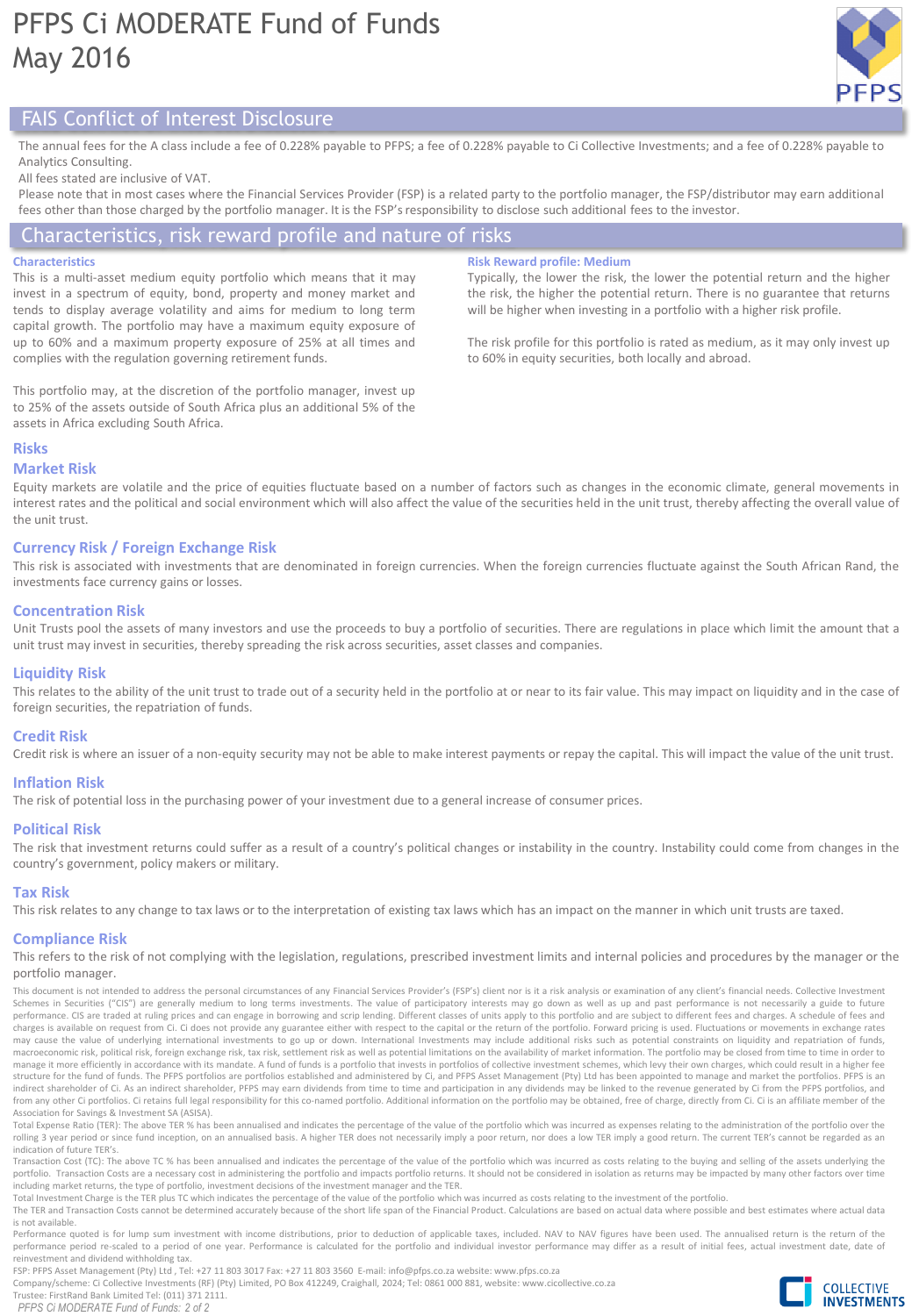# PFPS Ci MODERATE Fund of Funds
May 2016

## FAIS Conflict of Interest Disclosure

The annual fees for the A class include a fee of 0.228% payable to PFPS; a fee of 0.228% payable to Ci Collective Investments; and a fee of 0.228% payable to Analytics Consulting.

All fees stated are inclusive of VAT.

Please note that in most cases where the Financial Services Provider (FSP) is a related party to the portfolio manager, the FSP/distributor may earn additional fees other than those charged by the portfolio manager. It is the FSP's responsibility to disclose such additional fees to the investor.

## Characteristics, risk reward profile and nature of risks

### Characteristics

This is a multi-asset medium equity portfolio which means that it may invest in a spectrum of equity, bond, property and money market and tends to display average volatility and aims for medium to long term capital growth. The portfolio may have a maximum equity exposure of up to 60% and a maximum property exposure of 25% at all times and complies with the regulation governing retirement funds.

This portfolio may, at the discretion of the portfolio manager, invest up to 25% of the assets outside of South Africa plus an additional 5% of the assets in Africa excluding South Africa.

### Risk Reward profile: Medium

Typically, the lower the risk, the lower the potential return and the higher the risk, the higher the potential return. There is no guarantee that returns will be higher when investing in a portfolio with a higher risk profile.

The risk profile for this portfolio is rated as medium, as it may only invest up to 60% in equity securities, both locally and abroad.

### Risks

#### Market Risk

Equity markets are volatile and the price of equities fluctuate based on a number of factors such as changes in the economic climate, general movements in interest rates and the political and social environment which will also affect the value of the securities held in the unit trust, thereby affecting the overall value of the unit trust.

#### Currency Risk / Foreign Exchange Risk

This risk is associated with investments that are denominated in foreign currencies. When the foreign currencies fluctuate against the South African Rand, the investments face currency gains or losses.

#### Concentration Risk

Unit Trusts pool the assets of many investors and use the proceeds to buy a portfolio of securities. There are regulations in place which limit the amount that a unit trust may invest in securities, thereby spreading the risk across securities, asset classes and companies.

#### Liquidity Risk

This relates to the ability of the unit trust to trade out of a security held in the portfolio at or near to its fair value. This may impact on liquidity and in the case of foreign securities, the repatriation of funds.

#### Credit Risk

Credit risk is where an issuer of a non-equity security may not be able to make interest payments or repay the capital. This will impact the value of the unit trust.

#### Inflation Risk

The risk of potential loss in the purchasing power of your investment due to a general increase of consumer prices.

#### Political Risk

The risk that investment returns could suffer as a result of a country's political changes or instability in the country. Instability could come from changes in the country's government, policy makers or military.

#### Tax Risk

This risk relates to any change to tax laws or to the interpretation of existing tax laws which has an impact on the manner in which unit trusts are taxed.

#### Compliance Risk

This refers to the risk of not complying with the legislation, regulations, prescribed investment limits and internal policies and procedures by the manager or the portfolio manager.

This document is not intended to address the personal circumstances of any Financial Services Provider's (FSP's) client nor is it a risk analysis or examination of any client's financial needs. Collective Investment Schemes in Securities ("CIS") are generally medium to long terms investments. The value of participatory interests may go down as well as up and past performance is not necessarily a guide to future performance. CIS are traded at ruling prices and can engage in borrowing and scrip lending. Different classes of units apply to this portfolio and are subject to different fees and charges. A schedule of fees and charges is available on request from Ci. Ci does not provide any guarantee either with respect to the capital or the return of the portfolio. Forward pricing is used. Fluctuations or movements in exchange rates may cause the value of underlying international investments to go up or down. International Investments may include additional risks such as potential constraints on liquidity and repatriation of funds, macroeconomic risk, political risk, foreign exchange risk, tax risk, settlement risk as well as potential limitations on the availability of market information. The portfolio may be closed from time to time in order to manage it more efficiently in accordance with its mandate. A fund of funds is a portfolio that invests in portfolios of collective investment schemes, which levy their own charges, which could result in a higher fee structure for the fund of funds. The PFPS portfolios are portfolios established and administered by Ci, and PFPS Asset Management (Pty) Ltd has been appointed to manage and market the portfolios. PFPS is an indirect shareholder of Ci. As an indirect shareholder, PFPS may earn dividends from time to time and participation in any dividends may be linked to the revenue generated by Ci from the PFPS portfolios, and from any other Ci portfolios. Ci retains full legal responsibility for this co-named portfolio. Additional information on the portfolio may be obtained, free of charge, directly from Ci. Ci is an affiliate member of the Association for Savings & Investment SA (ASISA).

Total Expense Ratio (TER): The above TER % has been annualised and indicates the percentage of the value of the portfolio which was incurred as expenses relating to the administration of the portfolio over the rolling 3 year period or since fund inception, on an annualised basis. A higher TER does not necessarily imply a poor return, nor does a low TER imply a good return. The current TER's cannot be regarded as an indication of future TER's.

Transaction Cost (TC): The above TC % has been annualised and indicates the percentage of the value of the portfolio which was incurred as costs relating to the buying and selling of the assets underlying the portfolio. Transaction Costs are a necessary cost in administering the portfolio and impacts portfolio returns. It should not be considered in isolation as returns may be impacted by many other factors over time including market returns, the type of portfolio, investment decisions of the investment manager and the TER.

Total Investment Charge is the TER plus TC which indicates the percentage of the value of the portfolio which was incurred as costs relating to the investment of the portfolio.

The TER and Transaction Costs cannot be determined accurately because of the short life span of the Financial Product. Calculations are based on actual data where possible and best estimates where actual data is not available.

Performance quoted is for lump sum investment with income distributions, prior to deduction of applicable taxes, included. NAV to NAV figures have been used. The annualised return is the return of the performance period re-scaled to a period of one year. Performance is calculated for the portfolio and individual investor performance may differ as a result of initial fees, actual investment date, date of reinvestment and dividend withholding tax.

FSP: PFPS Asset Management (Pty) Ltd , Tel: +27 11 803 3017 Fax: +27 11 803 3560 E-mail: info@pfps.co.za website: www.pfps.co.za

Company/scheme: Ci Collective Investments (RF) (Pty) Limited, PO Box 412249, Craighall, 2024; Tel: 0861 000 881, website: www.cicollective.co.za

Trustee: FirstRand Bank Limited Tel: (011) 371 2111.